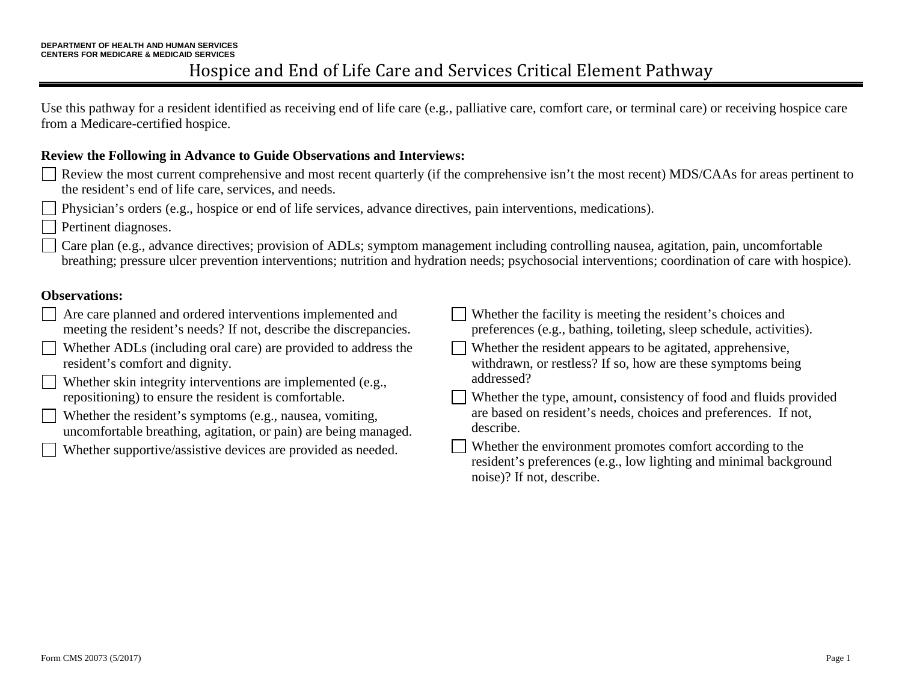DEPARTMENT OF HEALTH AND HUMAN SERVICES
CENTERS FOR MEDICARE & MEDICAID SERVICES

# Hospice and End of Life Care and Services Critical Element Pathway

Use this pathway for a resident identified as receiving end of life care (e.g., palliative care, comfort care, or terminal care) or receiving hospice care from a Medicare-certified hospice.

**Review the Following in Advance to Guide Observations and Interviews:**

- ☐ Review the most current comprehensive and most recent quarterly (if the comprehensive isn't the most recent) MDS/CAAs for areas pertinent to the resident's end of life care, services, and needs.
- ☐ Physician's orders (e.g., hospice or end of life services, advance directives, pain interventions, medications).
- ☐ Pertinent diagnoses.
- ☐ Care plan (e.g., advance directives; provision of ADLs; symptom management including controlling nausea, agitation, pain, uncomfortable breathing; pressure ulcer prevention interventions; nutrition and hydration needs; psychosocial interventions; coordination of care with hospice).

**Observations:**

- ☐ Are care planned and ordered interventions implemented and meeting the resident's needs? If not, describe the discrepancies.
- ☐ Whether ADLs (including oral care) are provided to address the resident's comfort and dignity.
- ☐ Whether skin integrity interventions are implemented (e.g., repositioning) to ensure the resident is comfortable.
- ☐ Whether the resident's symptoms (e.g., nausea, vomiting, uncomfortable breathing, agitation, or pain) are being managed.
- ☐ Whether supportive/assistive devices are provided as needed.
- ☐ Whether the facility is meeting the resident's choices and preferences (e.g., bathing, toileting, sleep schedule, activities).
- ☐ Whether the resident appears to be agitated, apprehensive, withdrawn, or restless? If so, how are these symptoms being addressed?
- ☐ Whether the type, amount, consistency of food and fluids provided are based on resident's needs, choices and preferences. If not, describe.
- ☐ Whether the environment promotes comfort according to the resident's preferences (e.g., low lighting and minimal background noise)? If not, describe.

Form CMS 20073 (5/2017)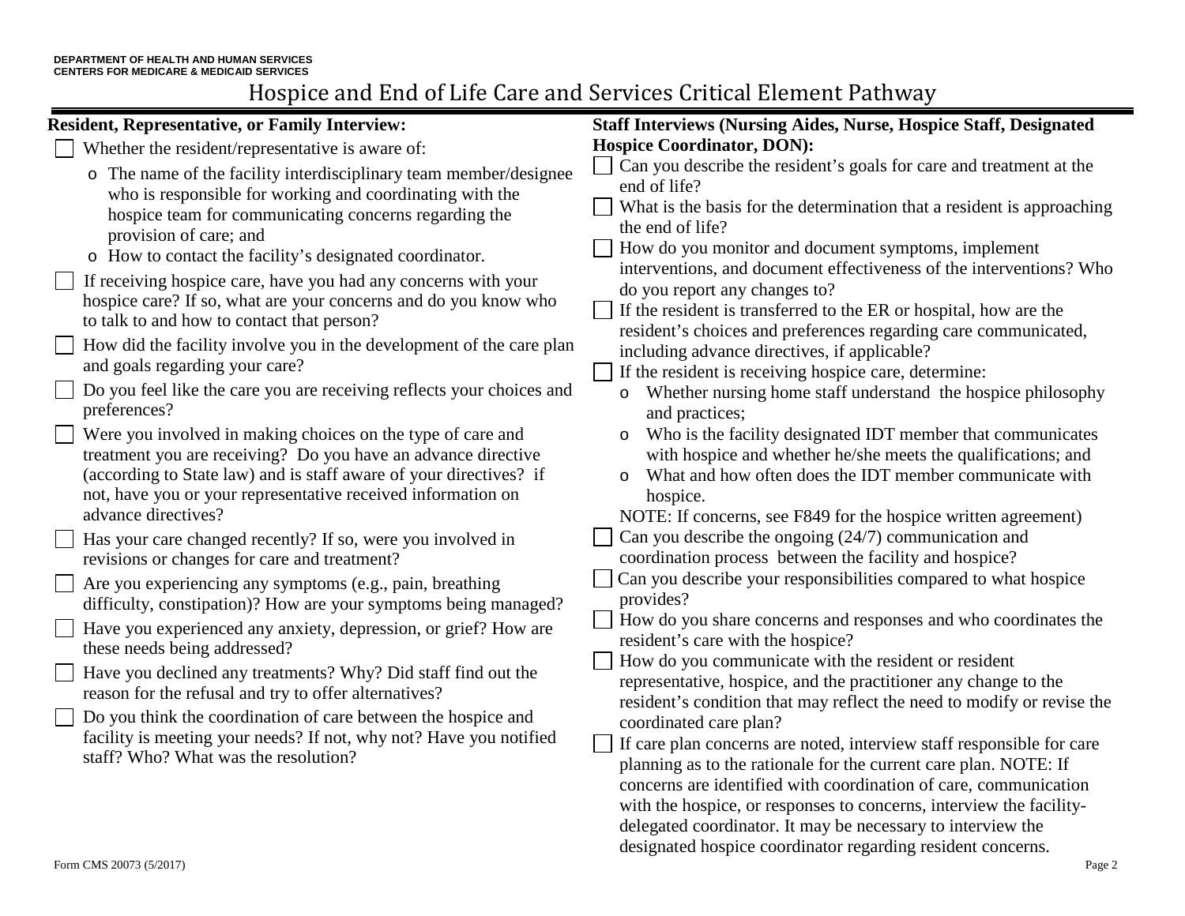DEPARTMENT OF HEALTH AND HUMAN SERVICES
CENTERS FOR MEDICARE & MEDICAID SERVICES

# Hospice and End of Life Care and Services Critical Element Pathway

**Resident, Representative, or Family Interview:**

- ☐ Whether the resident/representative is aware of:
  - o The name of the facility interdisciplinary team member/designee who is responsible for working and coordinating with the hospice team for communicating concerns regarding the provision of care; and
  - o How to contact the facility's designated coordinator.
- ☐ If receiving hospice care, have you had any concerns with your hospice care? If so, what are your concerns and do you know who to talk to and how to contact that person?
- ☐ How did the facility involve you in the development of the care plan and goals regarding your care?
- ☐ Do you feel like the care you are receiving reflects your choices and preferences?
- ☐ Were you involved in making choices on the type of care and treatment you are receiving? Do you have an advance directive (according to State law) and is staff aware of your directives? if not, have you or your representative received information on advance directives?
- ☐ Has your care changed recently? If so, were you involved in revisions or changes for care and treatment?
- ☐ Are you experiencing any symptoms (e.g., pain, breathing difficulty, constipation)? How are your symptoms being managed?
- ☐ Have you experienced any anxiety, depression, or grief? How are these needs being addressed?
- ☐ Have you declined any treatments? Why? Did staff find out the reason for the refusal and try to offer alternatives?
- ☐ Do you think the coordination of care between the hospice and facility is meeting your needs? If not, why not? Have you notified staff? Who? What was the resolution?

**Staff Interviews (Nursing Aides, Nurse, Hospice Staff, Designated Hospice Coordinator, DON):**

- ☐ Can you describe the resident's goals for care and treatment at the end of life?
- ☐ What is the basis for the determination that a resident is approaching the end of life?
- ☐ How do you monitor and document symptoms, implement interventions, and document effectiveness of the interventions? Who do you report any changes to?
- ☐ If the resident is transferred to the ER or hospital, how are the resident's choices and preferences regarding care communicated, including advance directives, if applicable?
- ☐ If the resident is receiving hospice care, determine:
  - o Whether nursing home staff understand the hospice philosophy and practices;
  - o Who is the facility designated IDT member that communicates with hospice and whether he/she meets the qualifications; and
  - o What and how often does the IDT member communicate with hospice.

  NOTE: If concerns, see F849 for the hospice written agreement)
- ☐ Can you describe the ongoing (24/7) communication and coordination process between the facility and hospice?
- ☐ Can you describe your responsibilities compared to what hospice provides?
- ☐ How do you share concerns and responses and who coordinates the resident's care with the hospice?
- ☐ How do you communicate with the resident or resident representative, hospice, and the practitioner any change to the resident's condition that may reflect the need to modify or revise the coordinated care plan?
- ☐ If care plan concerns are noted, interview staff responsible for care planning as to the rationale for the current care plan. NOTE: If concerns are identified with coordination of care, communication with the hospice, or responses to concerns, interview the facility-delegated coordinator. It may be necessary to interview the designated hospice coordinator regarding resident concerns.

Form CMS 20073 (5/2017)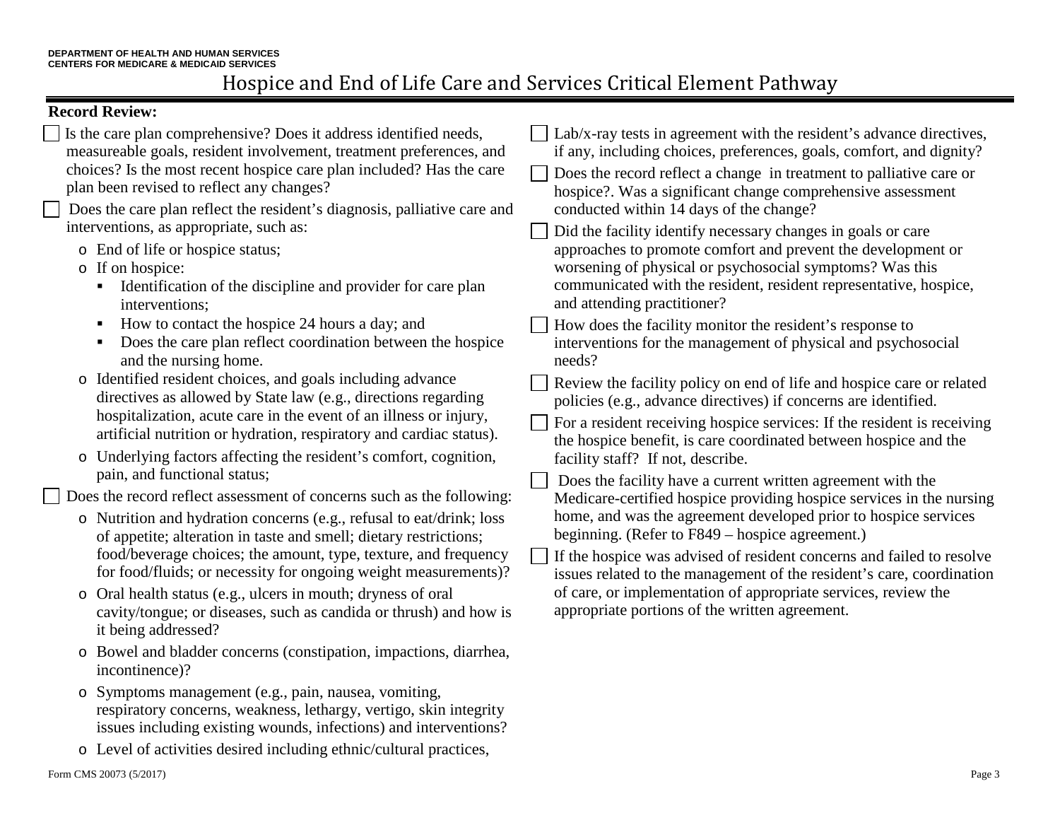# Hospice and End of Life Care and Services Critical Element Pathway

**Record Review:**

- ☐ Is the care plan comprehensive? Does it address identified needs, measureable goals, resident involvement, treatment preferences, and choices? Is the most recent hospice care plan included? Has the care plan been revised to reflect any changes?
- ☐ Does the care plan reflect the resident's diagnosis, palliative care and interventions, as appropriate, such as:
  - o End of life or hospice status;
  - o If on hospice:
    - ▪ Identification of the discipline and provider for care plan interventions;
    - ▪ How to contact the hospice 24 hours a day; and
    - ▪ Does the care plan reflect coordination between the hospice and the nursing home.
  - o Identified resident choices, and goals including advance directives as allowed by State law (e.g., directions regarding hospitalization, acute care in the event of an illness or injury, artificial nutrition or hydration, respiratory and cardiac status).
  - o Underlying factors affecting the resident's comfort, cognition, pain, and functional status;
- ☐ Does the record reflect assessment of concerns such as the following:
  - o Nutrition and hydration concerns (e.g., refusal to eat/drink; loss of appetite; alteration in taste and smell; dietary restrictions; food/beverage choices; the amount, type, texture, and frequency for food/fluids; or necessity for ongoing weight measurements)?
  - o Oral health status (e.g., ulcers in mouth; dryness of oral cavity/tongue; or diseases, such as candida or thrush) and how is it being addressed?
  - o Bowel and bladder concerns (constipation, impactions, diarrhea, incontinence)?
  - o Symptoms management (e.g., pain, nausea, vomiting, respiratory concerns, weakness, lethargy, vertigo, skin integrity issues including existing wounds, infections) and interventions?
  - o Level of activities desired including ethnic/cultural practices,
- ☐ Lab/x-ray tests in agreement with the resident's advance directives, if any, including choices, preferences, goals, comfort, and dignity?
- ☐ Does the record reflect a change in treatment to palliative care or hospice?. Was a significant change comprehensive assessment conducted within 14 days of the change?
- ☐ Did the facility identify necessary changes in goals or care approaches to promote comfort and prevent the development or worsening of physical or psychosocial symptoms? Was this communicated with the resident, resident representative, hospice, and attending practitioner?
- ☐ How does the facility monitor the resident's response to interventions for the management of physical and psychosocial needs?
- ☐ Review the facility policy on end of life and hospice care or related policies (e.g., advance directives) if concerns are identified.
- ☐ For a resident receiving hospice services: If the resident is receiving the hospice benefit, is care coordinated between hospice and the facility staff? If not, describe.
- ☐ Does the facility have a current written agreement with the Medicare-certified hospice providing hospice services in the nursing home, and was the agreement developed prior to hospice services beginning. (Refer to F849 – hospice agreement.)
- ☐ If the hospice was advised of resident concerns and failed to resolve issues related to the management of the resident's care, coordination of care, or implementation of appropriate services, review the appropriate portions of the written agreement.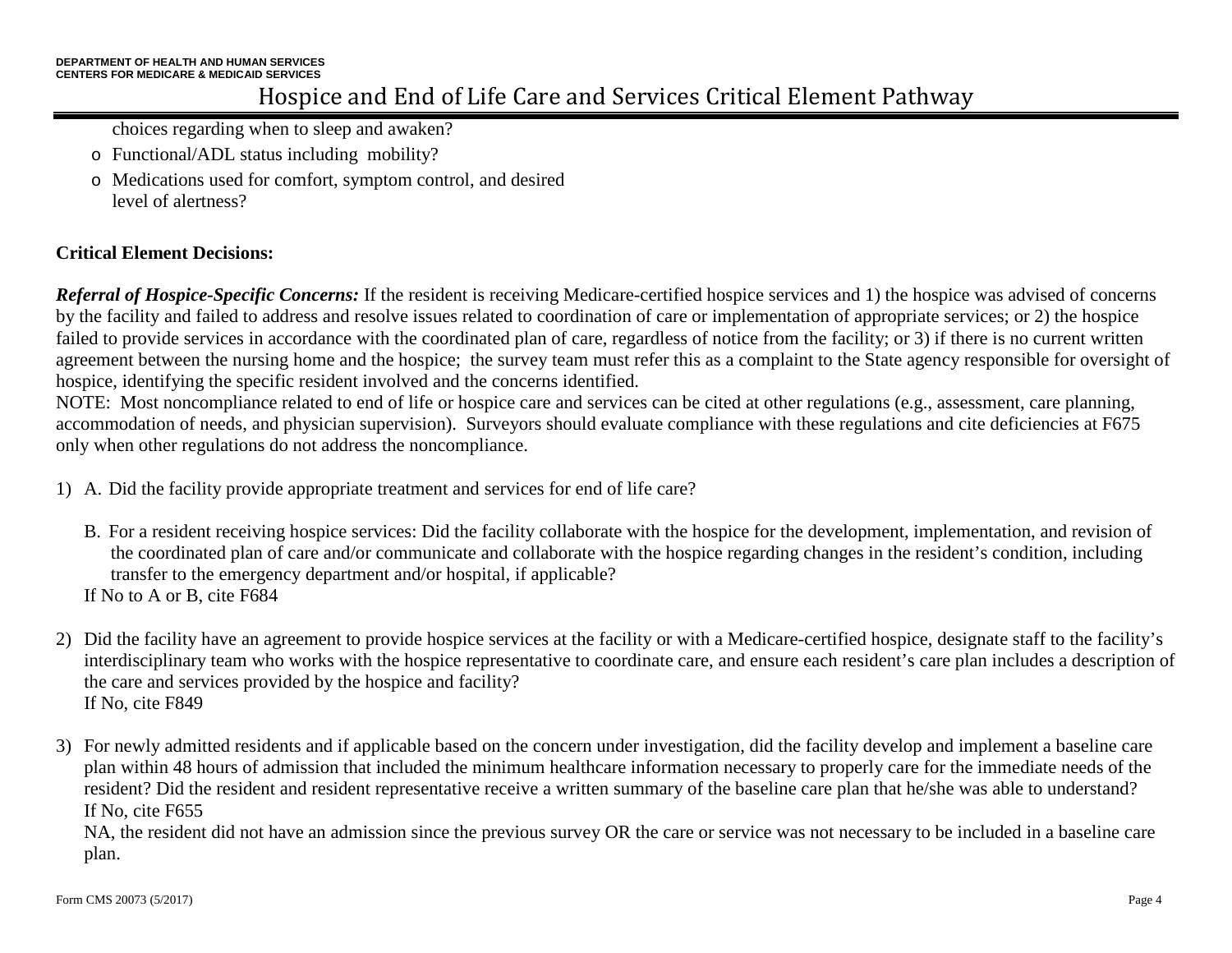choices regarding when to sleep and awaken?

- o Functional/ADL status including mobility?
- o Medications used for comfort, symptom control, and desired level of alertness?

**Critical Element Decisions:**

***Referral of Hospice-Specific Concerns:*** If the resident is receiving Medicare-certified hospice services and 1) the hospice was advised of concerns by the facility and failed to address and resolve issues related to coordination of care or implementation of appropriate services; or 2) the hospice failed to provide services in accordance with the coordinated plan of care, regardless of notice from the facility; or 3) if there is no current written agreement between the nursing home and the hospice; the survey team must refer this as a complaint to the State agency responsible for oversight of hospice, identifying the specific resident involved and the concerns identified.

NOTE: Most noncompliance related to end of life or hospice care and services can be cited at other regulations (e.g., assessment, care planning, accommodation of needs, and physician supervision). Surveyors should evaluate compliance with these regulations and cite deficiencies at F675 only when other regulations do not address the noncompliance.

1) A. Did the facility provide appropriate treatment and services for end of life care?

   B. For a resident receiving hospice services: Did the facility collaborate with the hospice for the development, implementation, and revision of the coordinated plan of care and/or communicate and collaborate with the hospice regarding changes in the resident's condition, including transfer to the emergency department and/or hospital, if applicable?

   If No to A or B, cite F684

2) Did the facility have an agreement to provide hospice services at the facility or with a Medicare-certified hospice, designate staff to the facility's interdisciplinary team who works with the hospice representative to coordinate care, and ensure each resident's care plan includes a description of the care and services provided by the hospice and facility?

   If No, cite F849

3) For newly admitted residents and if applicable based on the concern under investigation, did the facility develop and implement a baseline care plan within 48 hours of admission that included the minimum healthcare information necessary to properly care for the immediate needs of the resident? Did the resident and resident representative receive a written summary of the baseline care plan that he/she was able to understand?

   If No, cite F655

   NA, the resident did not have an admission since the previous survey OR the care or service was not necessary to be included in a baseline care plan.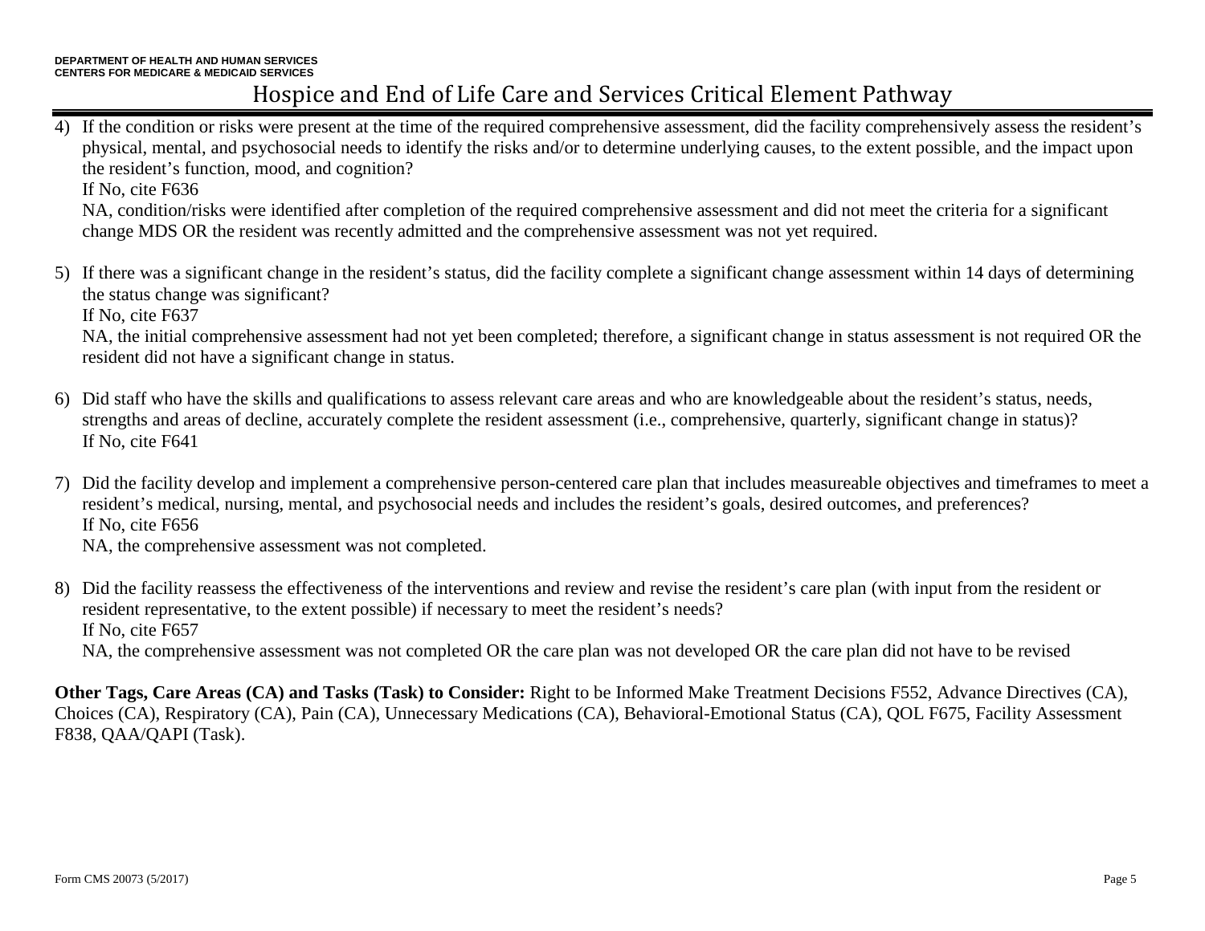4) If the condition or risks were present at the time of the required comprehensive assessment, did the facility comprehensively assess the resident's physical, mental, and psychosocial needs to identify the risks and/or to determine underlying causes, to the extent possible, and the impact upon the resident's function, mood, and cognition?
   If No, cite F636
   NA, condition/risks were identified after completion of the required comprehensive assessment and did not meet the criteria for a significant change MDS OR the resident was recently admitted and the comprehensive assessment was not yet required.

5) If there was a significant change in the resident's status, did the facility complete a significant change assessment within 14 days of determining the status change was significant?
   If No, cite F637
   NA, the initial comprehensive assessment had not yet been completed; therefore, a significant change in status assessment is not required OR the resident did not have a significant change in status.

6) Did staff who have the skills and qualifications to assess relevant care areas and who are knowledgeable about the resident's status, needs, strengths and areas of decline, accurately complete the resident assessment (i.e., comprehensive, quarterly, significant change in status)?
   If No, cite F641

7) Did the facility develop and implement a comprehensive person-centered care plan that includes measureable objectives and timeframes to meet a resident's medical, nursing, mental, and psychosocial needs and includes the resident's goals, desired outcomes, and preferences?
   If No, cite F656
   NA, the comprehensive assessment was not completed.

8) Did the facility reassess the effectiveness of the interventions and review and revise the resident's care plan (with input from the resident or resident representative, to the extent possible) if necessary to meet the resident's needs?
   If No, cite F657
   NA, the comprehensive assessment was not completed OR the care plan was not developed OR the care plan did not have to be revised

**Other Tags, Care Areas (CA) and Tasks (Task) to Consider:** Right to be Informed Make Treatment Decisions F552, Advance Directives (CA), Choices (CA), Respiratory (CA), Pain (CA), Unnecessary Medications (CA), Behavioral-Emotional Status (CA), QOL F675, Facility Assessment F838, QAA/QAPI (Task).